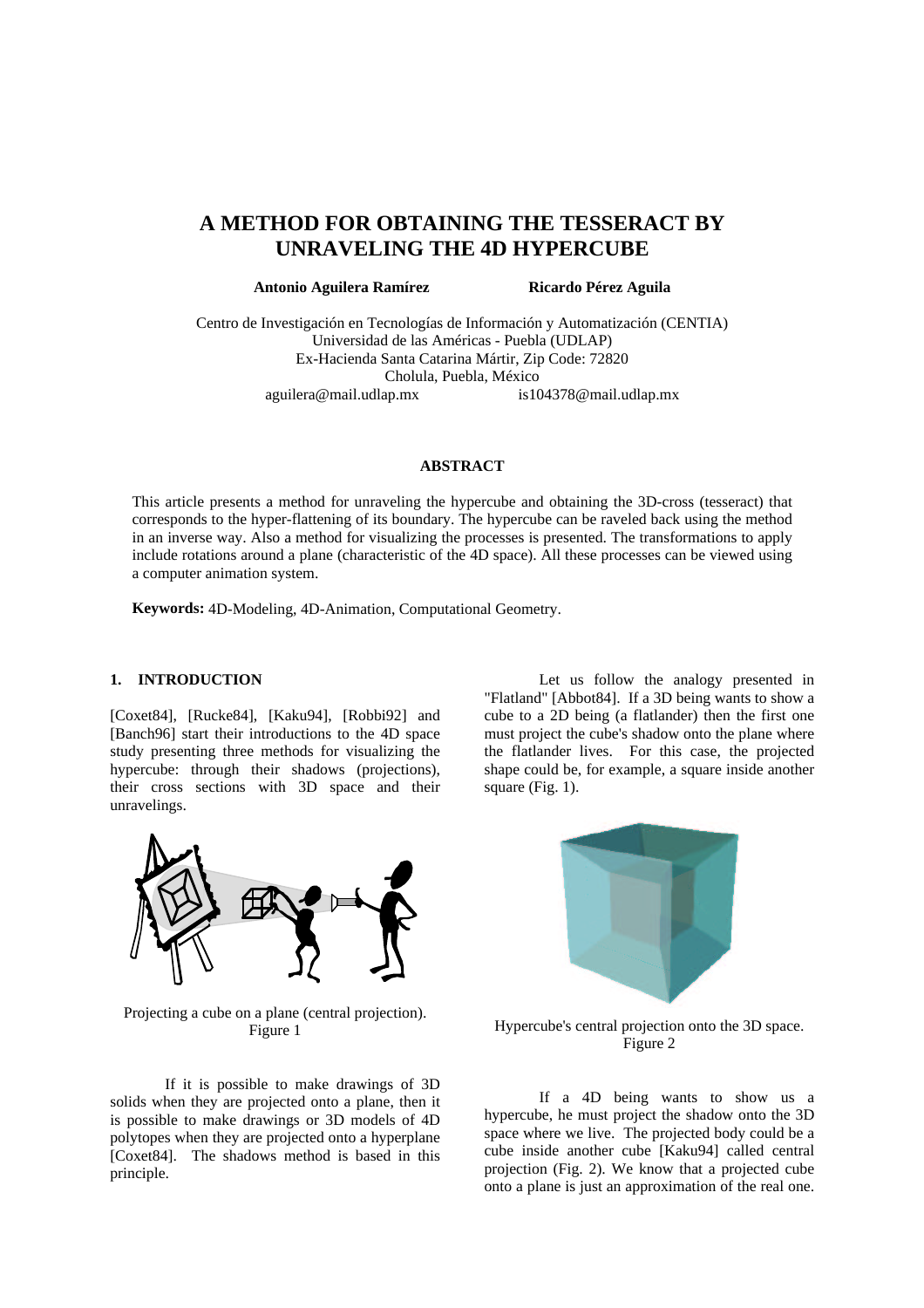# A METHOD FOR OBTAINING THE TESSERACT BY UNRAVELING THE 4D HYPERCUBE

**Antonio Aguilera Ramírez** **Ricardo Pérez Aguila**

Centro de Investigación en Tecnologías de Información y Automatización (CENTIA)
Universidad de las Américas - Puebla (UDLAP)
Ex-Hacienda Santa Catarina Mártir, Zip Code: 72820
Cholula, Puebla, México
aguilera@mail.udlap.mx is104378@mail.udlap.mx

### ABSTRACT

This article presents a method for unraveling the hypercube and obtaining the 3D-cross (tesseract) that corresponds to the hyper-flattening of its boundary. The hypercube can be raveled back using the method in an inverse way. Also a method for visualizing the processes is presented. The transformations to apply include rotations around a plane (characteristic of the 4D space). All these processes can be viewed using a computer animation system.

**Keywords:** 4D-Modeling, 4D-Animation, Computational Geometry.

## 1. INTRODUCTION

[Coxet84], [Rucke84], [Kaku94], [Robbi92] and [Banch96] start their introductions to the 4D space study presenting three methods for visualizing the hypercube: through their shadows (projections), their cross sections with 3D space and their unravelings.

Projecting a cube on a plane (central projection).
Figure 1

If it is possible to make drawings of 3D solids when they are projected onto a plane, then it is possible to make drawings or 3D models of 4D polytopes when they are projected onto a hyperplane [Coxet84]. The shadows method is based in this principle.

Let us follow the analogy presented in "Flatland" [Abbot84]. If a 3D being wants to show a cube to a 2D being (a flatlander) then the first one must project the cube's shadow onto the plane where the flatlander lives. For this case, the projected shape could be, for example, a square inside another square (Fig. 1).

Hypercube's central projection onto the 3D space.
Figure 2

If a 4D being wants to show us a hypercube, he must project the shadow onto the 3D space where we live. The projected body could be a cube inside another cube [Kaku94] called central projection (Fig. 2). We know that a projected cube onto a plane is just an approximation of the real one.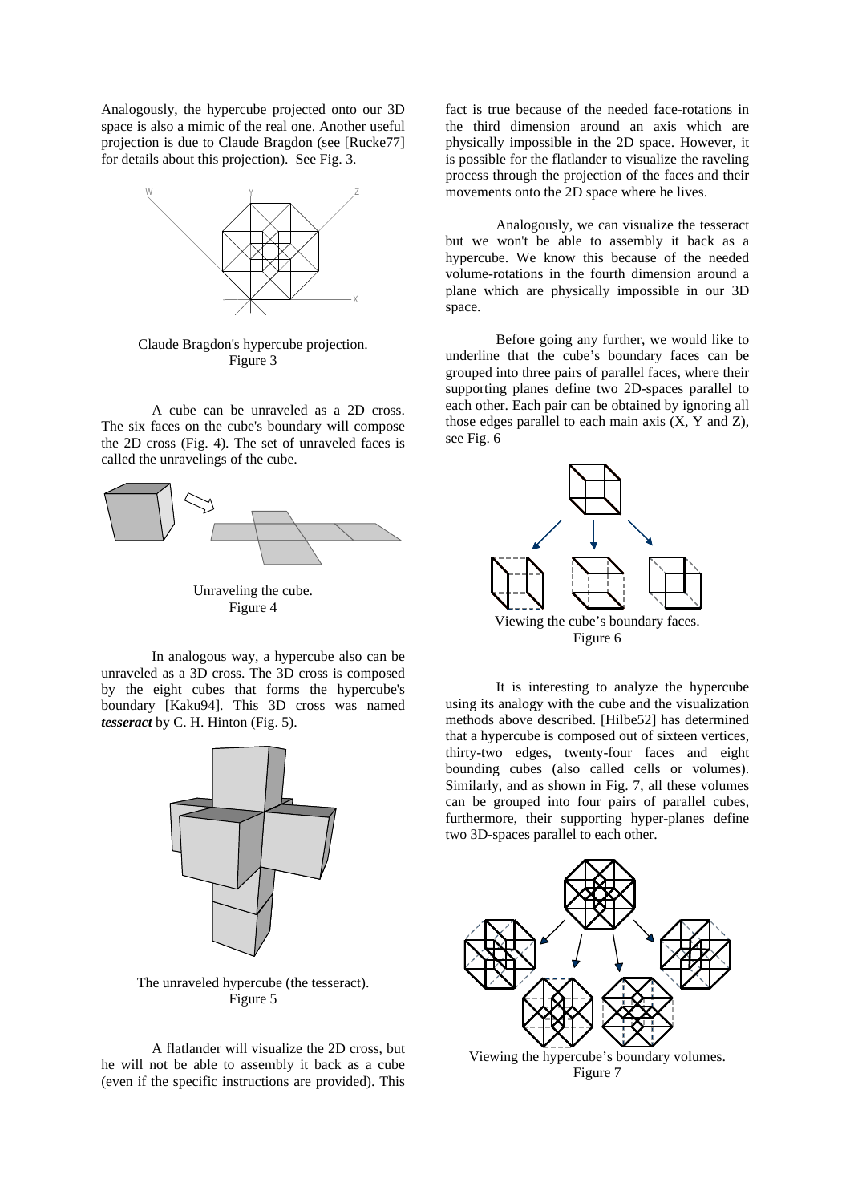Analogously, the hypercube projected onto our 3D space is also a mimic of the real one. Another useful projection is due to Claude Bragdon (see [Rucke77] for details about this projection). See Fig. 3.

Claude Bragdon's hypercube projection.
Figure 3

A cube can be unraveled as a 2D cross. The six faces on the cube's boundary will compose the 2D cross (Fig. 4). The set of unraveled faces is called the unravelings of the cube.

Unraveling the cube.
Figure 4

In analogous way, a hypercube also can be unraveled as a 3D cross. The 3D cross is composed by the eight cubes that forms the hypercube's boundary [Kaku94]. This 3D cross was named ***tesseract*** by C. H. Hinton (Fig. 5).

The unraveled hypercube (the tesseract).
Figure 5

A flatlander will visualize the 2D cross, but he will not be able to assembly it back as a cube (even if the specific instructions are provided). This fact is true because of the needed face-rotations in the third dimension around an axis which are physically impossible in the 2D space. However, it is possible for the flatlander to visualize the raveling process through the projection of the faces and their movements onto the 2D space where he lives.

Analogously, we can visualize the tesseract but we won't be able to assembly it back as a hypercube. We know this because of the needed volume-rotations in the fourth dimension around a plane which are physically impossible in our 3D space.

Before going any further, we would like to underline that the cube's boundary faces can be grouped into three pairs of parallel faces, where their supporting planes define two 2D-spaces parallel to each other. Each pair can be obtained by ignoring all those edges parallel to each main axis (X, Y and Z), see Fig. 6

Viewing the cube's boundary faces.
Figure 6

It is interesting to analyze the hypercube using its analogy with the cube and the visualization methods above described. [Hilbe52] has determined that a hypercube is composed out of sixteen vertices, thirty-two edges, twenty-four faces and eight bounding cubes (also called cells or volumes). Similarly, and as shown in Fig. 7, all these volumes can be grouped into four pairs of parallel cubes, furthermore, their supporting hyper-planes define two 3D-spaces parallel to each other.

Viewing the hypercube's boundary volumes.
Figure 7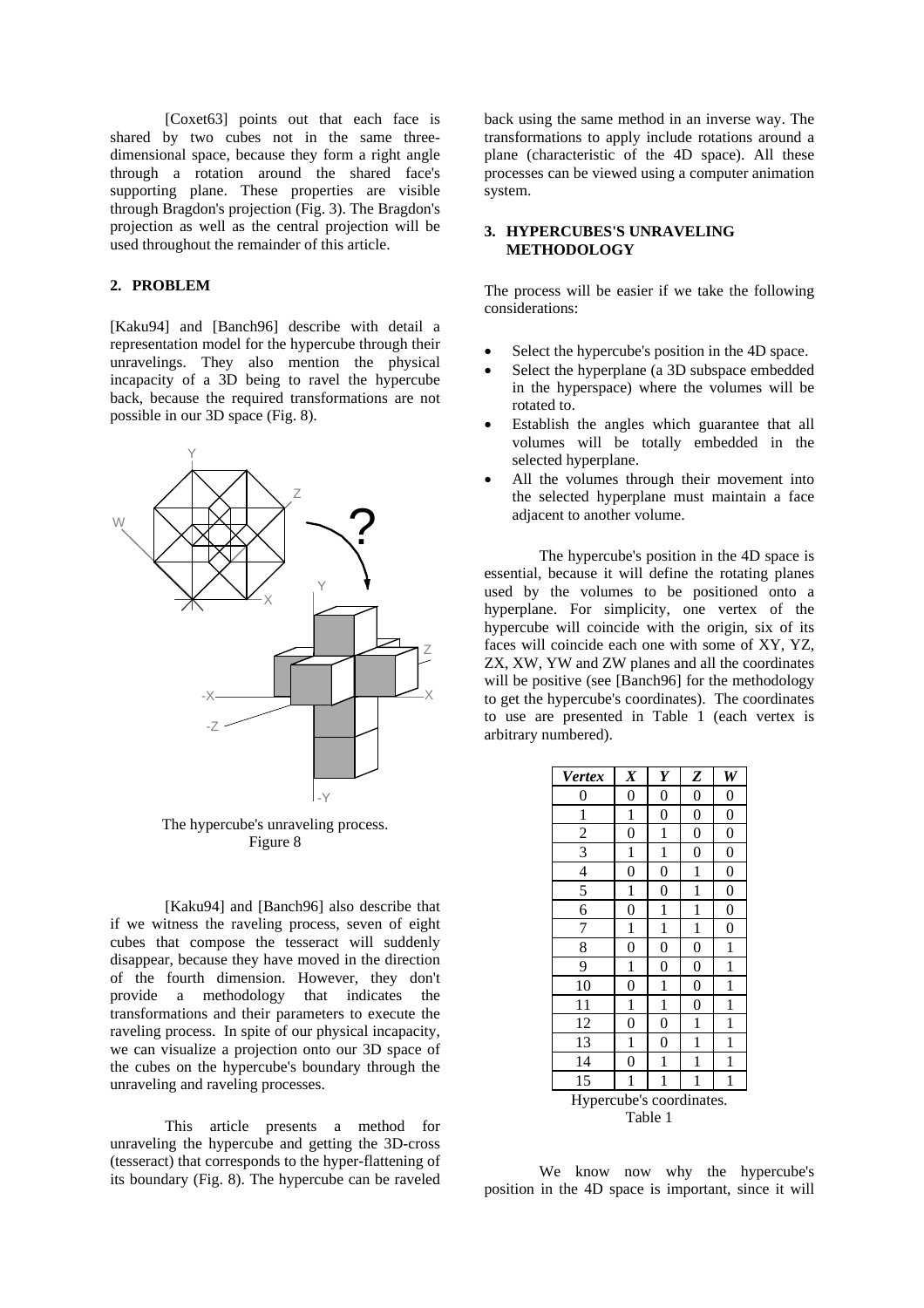[Coxet63] points out that each face is shared by two cubes not in the same three-dimensional space, because they form a right angle through a rotation around the shared face's supporting plane. These properties are visible through Bragdon's projection (Fig. 3). The Bragdon's projection as well as the central projection will be used throughout the remainder of this article.

## 2. PROBLEM

[Kaku94] and [Banch96] describe with detail a representation model for the hypercube through their unravelings. They also mention the physical incapacity of a 3D being to ravel the hypercube back, because the required transformations are not possible in our 3D space (Fig. 8).

The hypercube's unraveling process.
Figure 8

[Kaku94] and [Banch96] also describe that if we witness the raveling process, seven of eight cubes that compose the tesseract will suddenly disappear, because they have moved in the direction of the fourth dimension. However, they don't provide a methodology that indicates the transformations and their parameters to execute the raveling process. In spite of our physical incapacity, we can visualize a projection onto our 3D space of the cubes on the hypercube's boundary through the unraveling and raveling processes.

This article presents a method for unraveling the hypercube and getting the 3D-cross (tesseract) that corresponds to the hyper-flattening of its boundary (Fig. 8). The hypercube can be raveled back using the same method in an inverse way. The transformations to apply include rotations around a plane (characteristic of the 4D space). All these processes can be viewed using a computer animation system.

## 3. HYPERCUBES'S UNRAVELING METHODOLOGY

The process will be easier if we take the following considerations:

- Select the hypercube's position in the 4D space.
- Select the hyperplane (a 3D subspace embedded in the hyperspace) where the volumes will be rotated to.
- Establish the angles which guarantee that all volumes will be totally embedded in the selected hyperplane.
- All the volumes through their movement into the selected hyperplane must maintain a face adjacent to another volume.

The hypercube's position in the 4D space is essential, because it will define the rotating planes used by the volumes to be positioned onto a hyperplane. For simplicity, one vertex of the hypercube will coincide with the origin, six of its faces will coincide each one with some of XY, YZ, ZX, XW, YW and ZW planes and all the coordinates will be positive (see [Banch96] for the methodology to get the hypercube's coordinates). The coordinates to use are presented in Table 1 (each vertex is arbitrary numbered).

| *Vertex* | *X* | *Y* | *Z* | *W* |
|---|---|---|---|---|
| 0 | 0 | 0 | 0 | 0 |
| 1 | 1 | 0 | 0 | 0 |
| 2 | 0 | 1 | 0 | 0 |
| 3 | 1 | 1 | 0 | 0 |
| 4 | 0 | 0 | 1 | 0 |
| 5 | 1 | 0 | 1 | 0 |
| 6 | 0 | 1 | 1 | 0 |
| 7 | 1 | 1 | 1 | 0 |
| 8 | 0 | 0 | 0 | 1 |
| 9 | 1 | 0 | 0 | 1 |
| 10 | 0 | 1 | 0 | 1 |
| 11 | 1 | 1 | 0 | 1 |
| 12 | 0 | 0 | 1 | 1 |
| 13 | 1 | 0 | 1 | 1 |
| 14 | 0 | 1 | 1 | 1 |
| 15 | 1 | 1 | 1 | 1 |

Hypercube's coordinates.
Table 1

We know now why the hypercube's position in the 4D space is important, since it will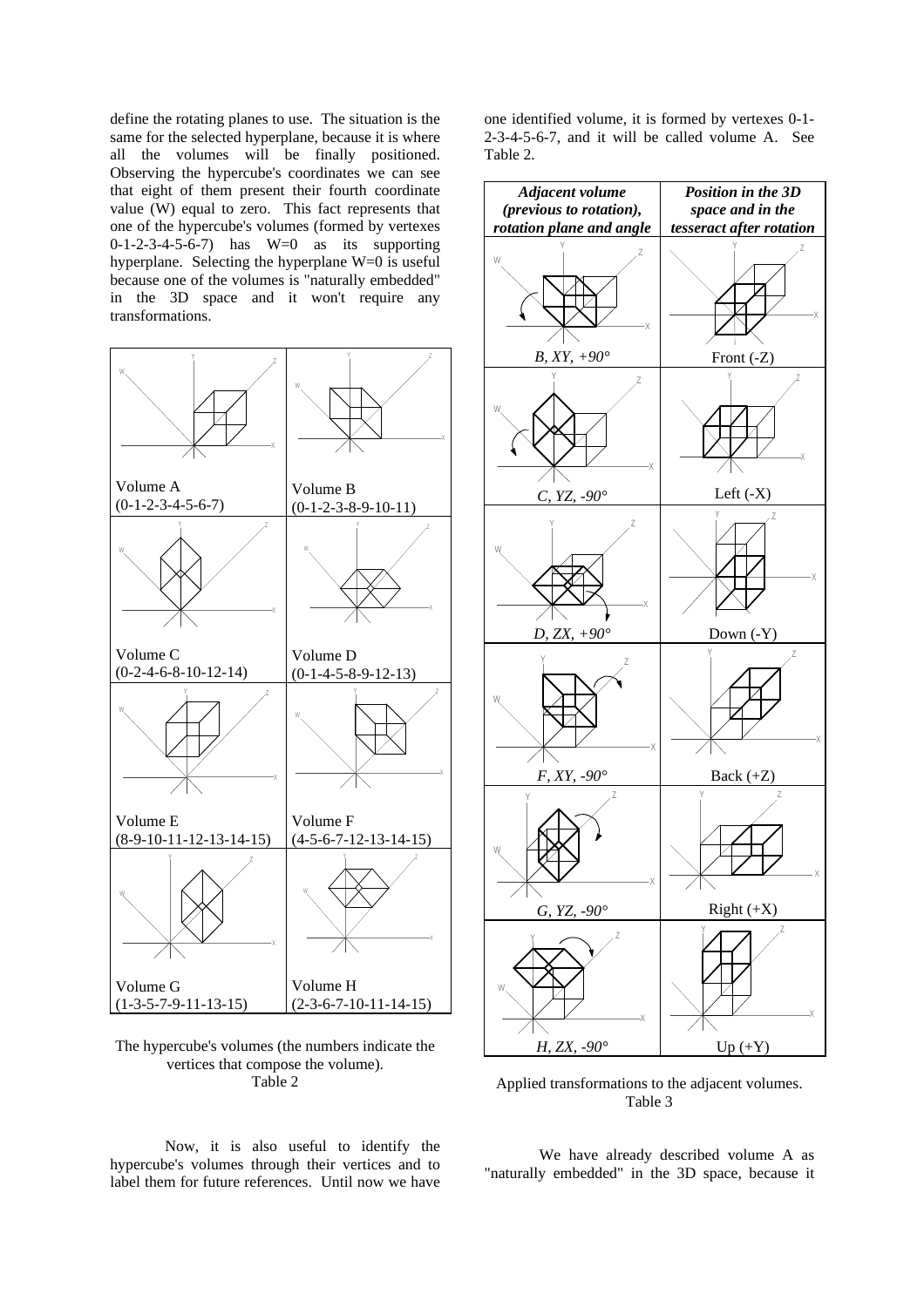define the rotating planes to use. The situation is the same for the selected hyperplane, because it is where all the volumes will be finally positioned. Observing the hypercube's coordinates we can see that eight of them present their fourth coordinate value (W) equal to zero. This fact represents that one of the hypercube's volumes (formed by vertexes 0-1-2-3-4-5-6-7) has W=0 as its supporting hyperplane. Selecting the hyperplane W=0 is useful because one of the volumes is "naturally embedded" in the 3D space and it won't require any transformations.

| | |
|---|---|
| Volume A (0-1-2-3-4-5-6-7) | Volume B (0-1-2-3-8-9-10-11) |
| Volume C (0-2-4-6-8-10-12-14) | Volume D (0-1-4-5-8-9-12-13) |
| Volume E (8-9-10-11-12-13-14-15) | Volume F (4-5-6-7-12-13-14-15) |
| Volume G (1-3-5-7-9-11-13-15) | Volume H (2-3-6-7-10-11-14-15) |

The hypercube's volumes (the numbers indicate the vertices that compose the volume).
Table 2

Now, it is also useful to identify the hypercube's volumes through their vertices and to label them for future references. Until now we have one identified volume, it is formed by vertexes 0-1-2-3-4-5-6-7, and it will be called volume A. See Table 2.

| *Adjacent volume (previous to rotation), rotation plane and angle* | *Position in the 3D space and in the tesseract after rotation* |
|---|---|
| *B, XY, +90°* | Front (-Z) |
| *C, YZ, -90°* | Left (-X) |
| *D, ZX, +90°* | Down (-Y) |
| *F, XY, -90°* | Back (+Z) |
| *G, YZ, -90°* | Right (+X) |
| *H, ZX, -90°* | Up (+Y) |

Applied transformations to the adjacent volumes.
Table 3

We have already described volume A as "naturally embedded" in the 3D space, because it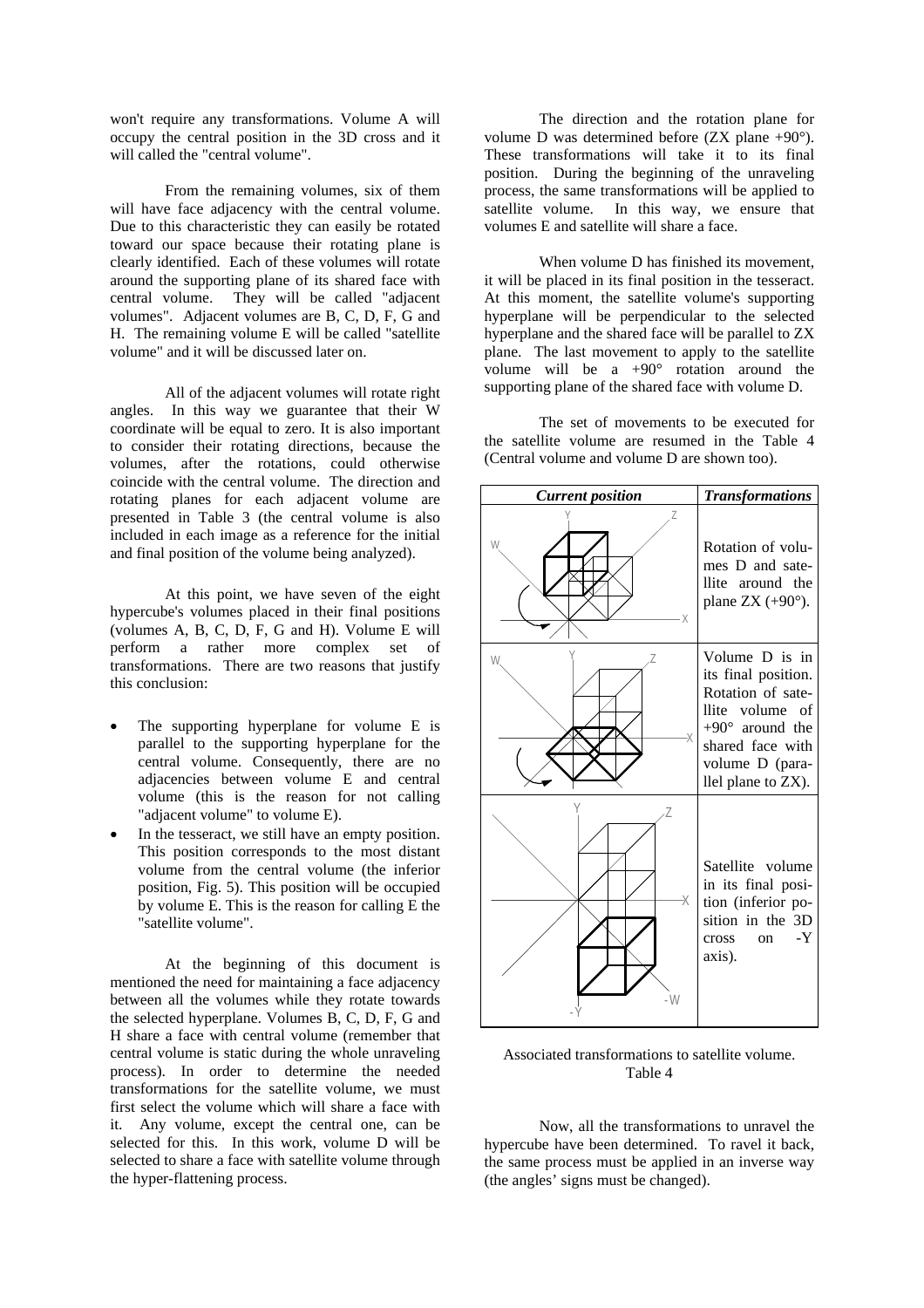won't require any transformations. Volume A will occupy the central position in the 3D cross and it will called the "central volume".

From the remaining volumes, six of them will have face adjacency with the central volume. Due to this characteristic they can easily be rotated toward our space because their rotating plane is clearly identified. Each of these volumes will rotate around the supporting plane of its shared face with central volume. They will be called "adjacent volumes". Adjacent volumes are B, C, D, F, G and H. The remaining volume E will be called "satellite volume" and it will be discussed later on.

All of the adjacent volumes will rotate right angles. In this way we guarantee that their W coordinate will be equal to zero. It is also important to consider their rotating directions, because the volumes, after the rotations, could otherwise coincide with the central volume. The direction and rotating planes for each adjacent volume are presented in Table 3 (the central volume is also included in each image as a reference for the initial and final position of the volume being analyzed).

At this point, we have seven of the eight hypercube's volumes placed in their final positions (volumes A, B, C, D, F, G and H). Volume E will perform a rather more complex set of transformations. There are two reasons that justify this conclusion:

- The supporting hyperplane for volume E is parallel to the supporting hyperplane for the central volume. Consequently, there are no adjacencies between volume E and central volume (this is the reason for not calling "adjacent volume" to volume E).
- In the tesseract, we still have an empty position. This position corresponds to the most distant volume from the central volume (the inferior position, Fig. 5). This position will be occupied by volume E. This is the reason for calling E the "satellite volume".

At the beginning of this document is mentioned the need for maintaining a face adjacency between all the volumes while they rotate towards the selected hyperplane. Volumes B, C, D, F, G and H share a face with central volume (remember that central volume is static during the whole unraveling process). In order to determine the needed transformations for the satellite volume, we must first select the volume which will share a face with it. Any volume, except the central one, can be selected for this. In this work, volume D will be selected to share a face with satellite volume through the hyper-flattening process.

The direction and the rotation plane for volume D was determined before (ZX plane +90°). These transformations will take it to its final position. During the beginning of the unraveling process, the same transformations will be applied to satellite volume. In this way, we ensure that volumes E and satellite will share a face.

When volume D has finished its movement, it will be placed in its final position in the tesseract. At this moment, the satellite volume's supporting hyperplane will be perpendicular to the selected hyperplane and the shared face will be parallel to ZX plane. The last movement to apply to the satellite volume will be a +90° rotation around the supporting plane of the shared face with volume D.

The set of movements to be executed for the satellite volume are resumed in the Table 4 (Central volume and volume D are shown too).

| *Current position* | *Transformations* |
|---|---|
| | Rotation of volumes D and satellite around the plane ZX (+90°). |
| | Volume D is in its final position. Rotation of satellite volume of +90° around the shared face with volume D (parallel plane to ZX). |
| | Satellite volume in its final position (inferior position in the 3D cross on -Y axis). |

Associated transformations to satellite volume.
Table 4

Now, all the transformations to unravel the hypercube have been determined. To ravel it back, the same process must be applied in an inverse way (the angles' signs must be changed).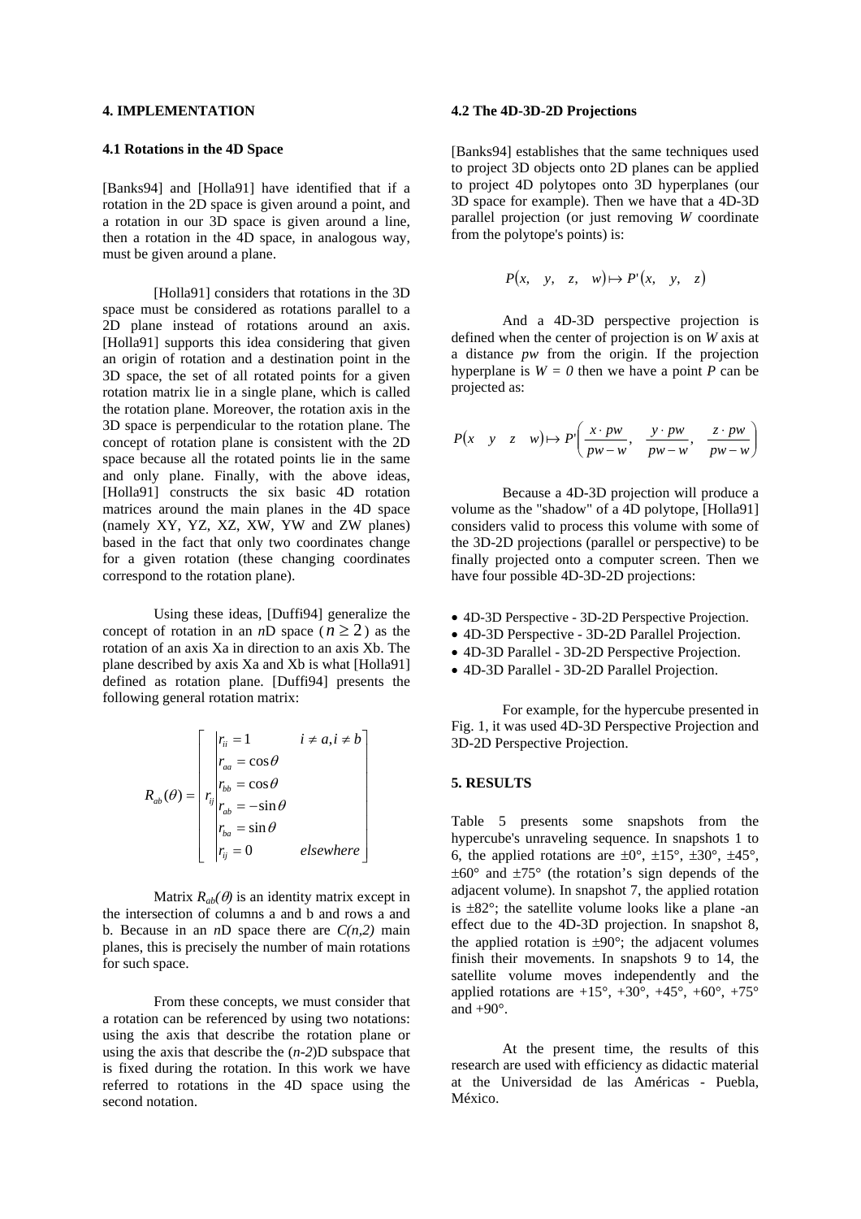## 4. IMPLEMENTATION

### 4.1 Rotations in the 4D Space

[Banks94] and [Holla91] have identified that if a rotation in the 2D space is given around a point, and a rotation in our 3D space is given around a line, then a rotation in the 4D space, in analogous way, must be given around a plane.

[Holla91] considers that rotations in the 3D space must be considered as rotations parallel to a 2D plane instead of rotations around an axis. [Holla91] supports this idea considering that given an origin of rotation and a destination point in the 3D space, the set of all rotated points for a given rotation matrix lie in a single plane, which is called the rotation plane. Moreover, the rotation axis in the 3D space is perpendicular to the rotation plane. The concept of rotation plane is consistent with the 2D space because all the rotated points lie in the same and only plane. Finally, with the above ideas, [Holla91] constructs the six basic 4D rotation matrices around the main planes in the 4D space (namely XY, YZ, XZ, XW, YW and ZW planes) based in the fact that only two coordinates change for a given rotation (these changing coordinates correspond to the rotation plane).

Using these ideas, [Duffi94] generalize the concept of rotation in an *n*D space ($n \geq 2$) as the rotation of an axis Xa in direction to an axis Xb. The plane described by axis Xa and Xb is what [Holla91] defined as rotation plane. [Duffi94] presents the following general rotation matrix:

$$R_{ab}(\theta) = \left[ r_{ij} \left| \begin{array}{ll} r_{ii} = 1 & i \neq a, i \neq b \\ r_{aa} = \cos\theta & \\ r_{bb} = \cos\theta & \\ r_{ab} = -\sin\theta & \\ r_{ba} = \sin\theta & \\ r_{ij} = 0 & elsewhere \end{array} \right. \right]$$

Matrix $R_{ab}(\theta)$ is an identity matrix except in the intersection of columns a and b and rows a and b. Because in an *n*D space there are $C(n,2)$ main planes, this is precisely the number of main rotations for such space.

From these concepts, we must consider that a rotation can be referenced by using two notations: using the axis that describe the rotation plane or using the axis that describe the ($n$-2)D subspace that is fixed during the rotation. In this work we have referred to rotations in the 4D space using the second notation.

### 4.2 The 4D-3D-2D Projections

[Banks94] establishes that the same techniques used to project 3D objects onto 2D planes can be applied to project 4D polytopes onto 3D hyperplanes (our 3D space for example). Then we have that a 4D-3D parallel projection (or just removing *W* coordinate from the polytope's points) is:

$$P(x, \quad y, \quad z, \quad w) \mapsto P'(x, \quad y, \quad z)$$

And a 4D-3D perspective projection is defined when the center of projection is on *W* axis at a distance *pw* from the origin. If the projection hyperplane is $W = 0$ then we have a point *P* can be projected as:

$$P(x \quad y \quad z \quad w) \mapsto P'\left(\frac{x \cdot pw}{pw - w}, \quad \frac{y \cdot pw}{pw - w}, \quad \frac{z \cdot pw}{pw - w}\right)$$

Because a 4D-3D projection will produce a volume as the "shadow" of a 4D polytope, [Holla91] considers valid to process this volume with some of the 3D-2D projections (parallel or perspective) to be finally projected onto a computer screen. Then we have four possible 4D-3D-2D projections:

- 4D-3D Perspective - 3D-2D Perspective Projection.
- 4D-3D Perspective - 3D-2D Parallel Projection.
- 4D-3D Parallel - 3D-2D Perspective Projection.
- 4D-3D Parallel - 3D-2D Parallel Projection.

For example, for the hypercube presented in Fig. 1, it was used 4D-3D Perspective Projection and 3D-2D Perspective Projection.

## 5. RESULTS

Table 5 presents some snapshots from the hypercube's unraveling sequence. In snapshots 1 to 6, the applied rotations are ±0°, ±15°, ±30°, ±45°, ±60° and ±75° (the rotation's sign depends of the adjacent volume). In snapshot 7, the applied rotation is ±82°; the satellite volume looks like a plane -an effect due to the 4D-3D projection. In snapshot 8, the applied rotation is ±90°; the adjacent volumes finish their movements. In snapshots 9 to 14, the satellite volume moves independently and the applied rotations are +15°, +30°, +45°, +60°, +75° and +90°.

At the present time, the results of this research are used with efficiency as didactic material at the Universidad de las Américas - Puebla, México.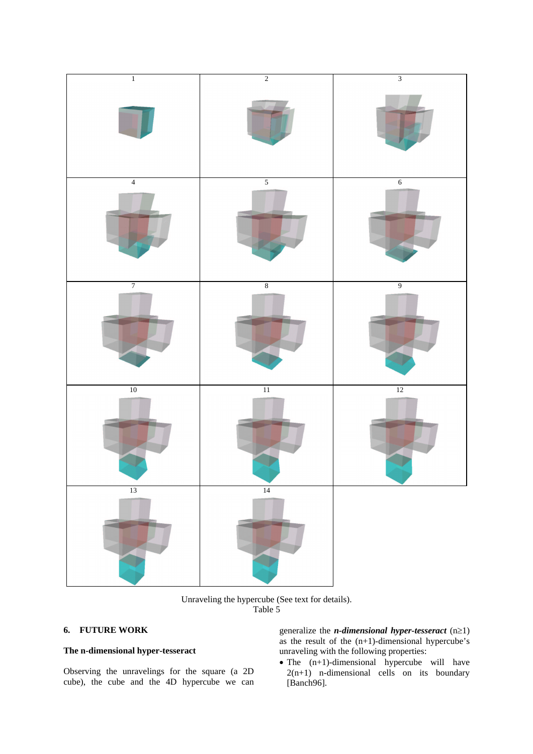| 1 | 2 | 3 |
|---|---|---|
| 4 | 5 | 6 |
| 7 | 8 | 9 |
| 10 | 11 | 12 |
| 13 | 14 | |

Unraveling the hypercube (See text for details).
Table 5

## 6. FUTURE WORK

### The n-dimensional hyper-tesseract

Observing the unravelings for the square (a 2D cube), the cube and the 4D hypercube we can generalize the ***n-dimensional hyper-tesseract*** ($n \geq 1$) as the result of the (n+1)-dimensional hypercube's unraveling with the following properties:

- The (n+1)-dimensional hypercube will have 2(n+1) n-dimensional cells on its boundary [Banch96].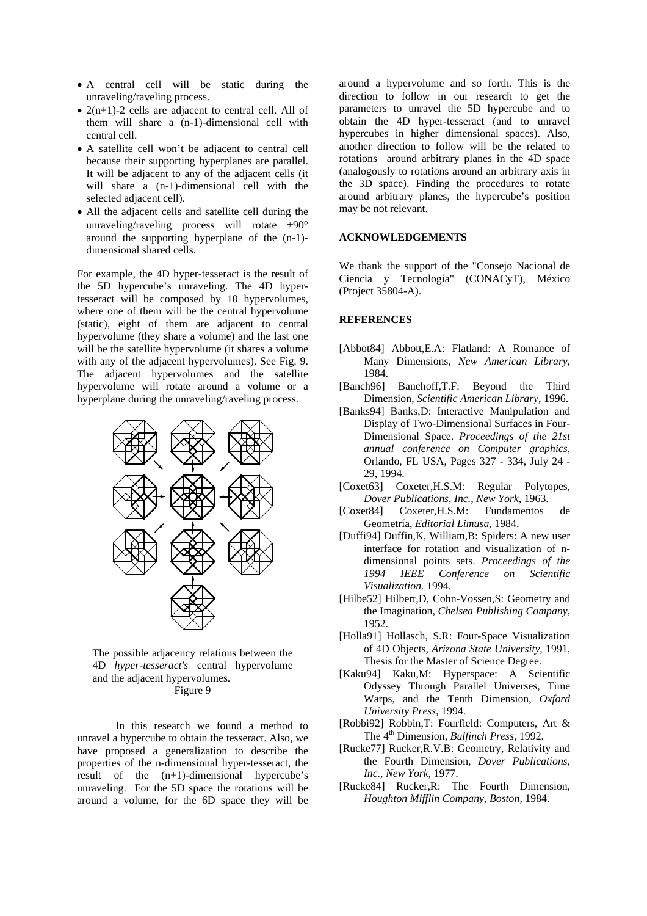- A central cell will be static during the unraveling/raveling process.
- $2(n+1)-2$ cells are adjacent to central cell. All of them will share a $(n-1)$-dimensional cell with central cell.
- A satellite cell won't be adjacent to central cell because their supporting hyperplanes are parallel. It will be adjacent to any of the adjacent cells (it will share a $(n-1)$-dimensional cell with the selected adjacent cell).
- All the adjacent cells and satellite cell during the unraveling/raveling process will rotate $\pm 90°$ around the supporting hyperplane of the $(n-1)$-dimensional shared cells.

For example, the 4D hyper-tesseract is the result of the 5D hypercube's unraveling. The 4D hyper-tesseract will be composed by 10 hypervolumes, where one of them will be the central hypervolume (static), eight of them are adjacent to central hypervolume (they share a volume) and the last one will be the satellite hypervolume (it shares a volume with any of the adjacent hypervolumes). See Fig. 9. The adjacent hypervolumes and the satellite hypervolume will rotate around a volume or a hyperplane during the unraveling/raveling process.

The possible adjacency relations between the 4D *hyper-tesseract's* central hypervolume and the adjacent hypervolumes.
Figure 9

In this research we found a method to unravel a hypercube to obtain the tesseract. Also, we have proposed a generalization to describe the properties of the n-dimensional hyper-tesseract, the result of the $(n+1)$-dimensional hypercube's unraveling. For the 5D space the rotations will be around a volume, for the 6D space they will be around a hypervolume and so forth. This is the direction to follow in our research to get the parameters to unravel the 5D hypercube and to obtain the 4D hyper-tesseract (and to unravel hypercubes in higher dimensional spaces). Also, another direction to follow will be the related to rotations around arbitrary planes in the 4D space (analogously to rotations around an arbitrary axis in the 3D space). Finding the procedures to rotate around arbitrary planes, the hypercube's position may be not relevant.

## ACKNOWLEDGEMENTS

We thank the support of the "Consejo Nacional de Ciencia y Tecnología" (CONACyT), México (Project 35804-A).

## REFERENCES

[Abbot84] Abbott,E.A: Flatland: A Romance of Many Dimensions, *New American Library*, 1984.

[Banch96] Banchoff,T.F: Beyond the Third Dimension, *Scientific American Library*, 1996.

[Banks94] Banks,D: Interactive Manipulation and Display of Two-Dimensional Surfaces in Four-Dimensional Space. *Proceedings of the 21st annual conference on Computer graphics*, Orlando, FL USA, Pages 327 - 334, July 24 - 29, 1994.

[Coxet63] Coxeter,H.S.M: Regular Polytopes, *Dover Publications, Inc., New York*, 1963.

[Coxet84] Coxeter,H.S.M: Fundamentos de Geometría, *Editorial Limusa*, 1984.

[Duffi94] Duffin,K, William,B: Spiders: A new user interface for rotation and visualization of n-dimensional points sets. *Proceedings of the 1994 IEEE Conference on Scientific Visualization.* 1994.

[Hilbe52] Hilbert,D, Cohn-Vossen,S: Geometry and the Imagination, *Chelsea Publishing Company*, 1952.

[Holla91] Hollasch, S.R: Four-Space Visualization of 4D Objects, *Arizona State University*, 1991, Thesis for the Master of Science Degree.

[Kaku94] Kaku,M: Hyperspace: A Scientific Odyssey Through Parallel Universes, Time Warps, and the Tenth Dimension, *Oxford University Press*, 1994.

[Robbi92] Robbin,T: Fourfield: Computers, Art & The 4th Dimension, *Bulfinch Press*, 1992.

[Rucke77] Rucker,R.V.B: Geometry, Relativity and the Fourth Dimension, *Dover Publications, Inc., New York*, 1977.

[Rucke84] Rucker,R: The Fourth Dimension, *Houghton Mifflin Company, Boston*, 1984.